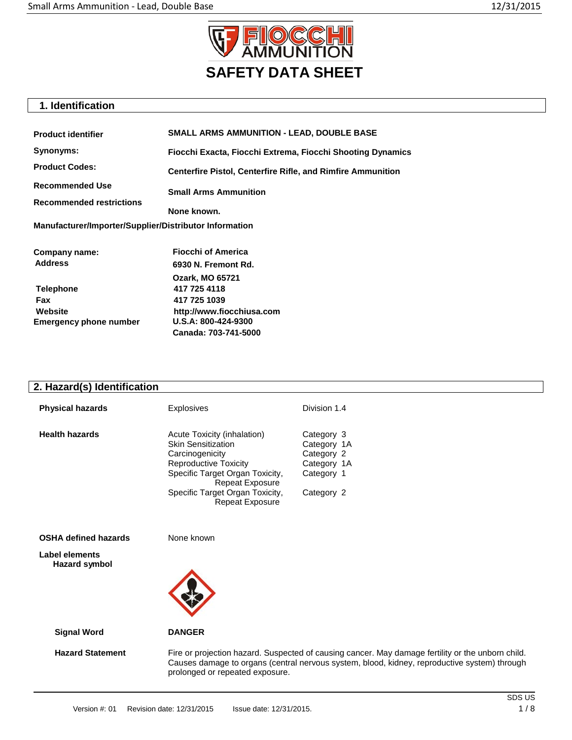# SAFETY DATA SHEET

## 1. Identification

| | |
|---|---|
| **Product identifier** | **SMALL ARMS AMMUNITION - LEAD, DOUBLE BASE** |
| **Synonyms:** | **Fiocchi Exacta, Fiocchi Extrema, Fiocchi Shooting Dynamics** |
| **Product Codes:** | **Centerfire Pistol, Centerfire Rifle, and Rimfire Ammunition** |
| **Recommended Use** | **Small Arms Ammunition** |
| **Recommended restrictions** | **None known.** |

**Manufacturer/Importer/Supplier/Distributor Information**

| | |
|---|---|
| **Company name:** | **Fiocchi of America** |
| **Address** | **6930 N. Fremont Rd.**<br>**Ozark, MO 65721** |
| **Telephone** | **417 725 4118** |
| **Fax** | **417 725 1039** |
| **Website** | **http://www.fiocchiusa.com** |
| **Emergency phone number** | **U.S.A: 800-424-9300**<br>**Canada: 703-741-5000** |

## 2. Hazard(s) Identification

| | | |
|---|---|---|
| **Physical hazards** | Explosives | Division 1.4 |
| **Health hazards** | Acute Toxicity (inhalation) | Category 3 |
| | Skin Sensitization | Category 1A |
| | Carcinogenicity | Category 2 |
| | Reproductive Toxicity | Category 1A |
| | Specific Target Organ Toxicity, Repeat Exposure | Category 1 |
| | Specific Target Organ Toxicity, Repeat Exposure | Category 2 |

**OSHA defined hazards** None known

**Label elements**

**Hazard symbol**

**Signal Word** **DANGER**

**Hazard Statement** Fire or projection hazard. Suspected of causing cancer. May damage fertility or the unborn child. Causes damage to organs (central nervous system, blood, kidney, reproductive system) through prolonged or repeated exposure.

Version #: 01 Revision date: 12/31/2015 Issue date: 12/31/2015.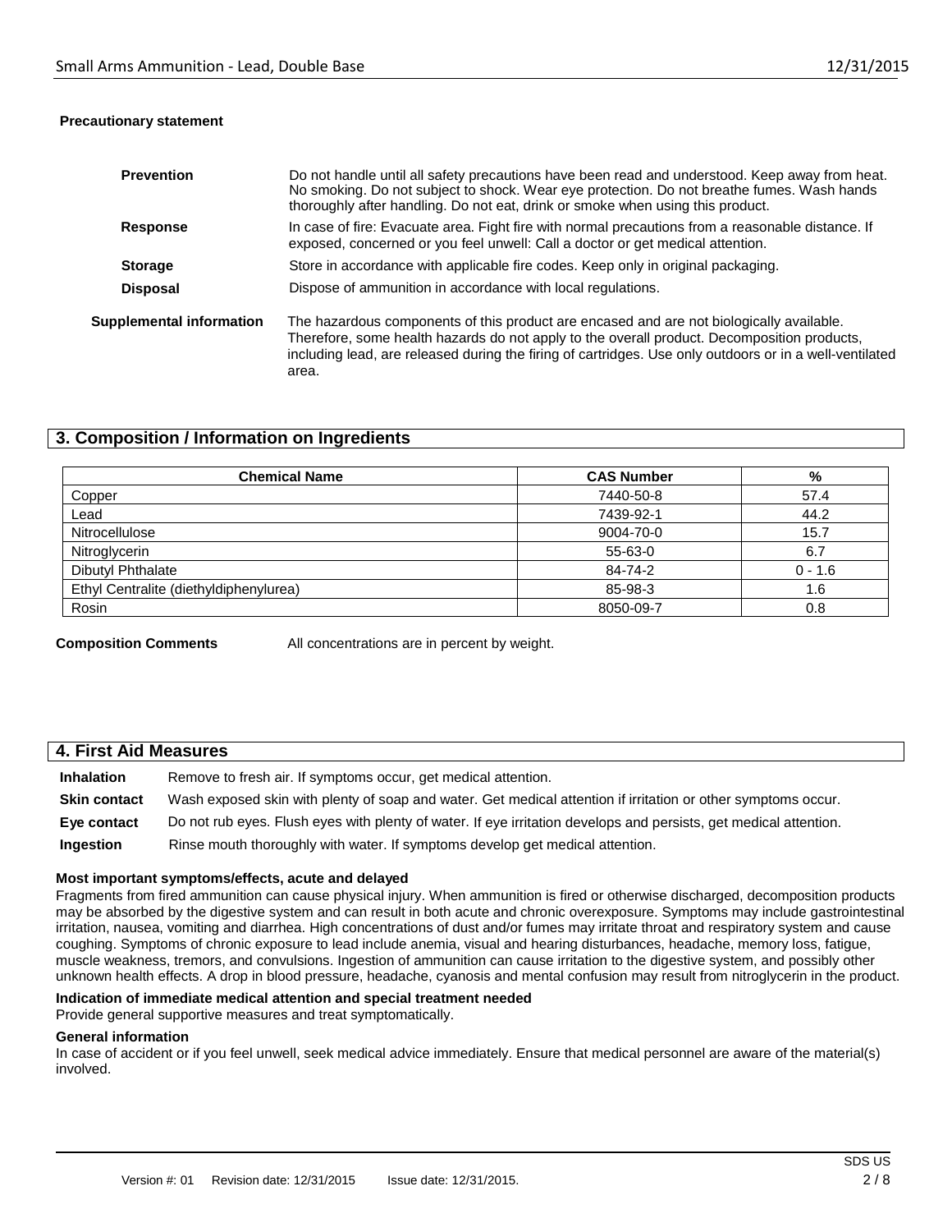**Precautionary statement**

| | |
|---|---|
| **Prevention** | Do not handle until all safety precautions have been read and understood. Keep away from heat. No smoking. Do not subject to shock. Wear eye protection. Do not breathe fumes. Wash hands thoroughly after handling. Do not eat, drink or smoke when using this product. |
| **Response** | In case of fire: Evacuate area. Fight fire with normal precautions from a reasonable distance. If exposed, concerned or you feel unwell: Call a doctor or get medical attention. |
| **Storage** | Store in accordance with applicable fire codes. Keep only in original packaging. |
| **Disposal** | Dispose of ammunition in accordance with local regulations. |

**Supplemental information** The hazardous components of this product are encased and are not biologically available. Therefore, some health hazards do not apply to the overall product. Decomposition products, including lead, are released during the firing of cartridges. Use only outdoors or in a well-ventilated area.

## 3. Composition / Information on Ingredients

| Chemical Name | CAS Number | % |
|---|---|---|
| Copper | 7440-50-8 | 57.4 |
| Lead | 7439-92-1 | 44.2 |
| Nitrocellulose | 9004-70-0 | 15.7 |
| Nitroglycerin | 55-63-0 | 6.7 |
| Dibutyl Phthalate | 84-74-2 | 0 - 1.6 |
| Ethyl Centralite (diethyldiphenylurea) | 85-98-3 | 1.6 |
| Rosin | 8050-09-7 | 0.8 |

**Composition Comments** All concentrations are in percent by weight.

## 4. First Aid Measures

**Inhalation** Remove to fresh air. If symptoms occur, get medical attention.

**Skin contact** Wash exposed skin with plenty of soap and water. Get medical attention if irritation or other symptoms occur.

**Eye contact** Do not rub eyes. Flush eyes with plenty of water. If eye irritation develops and persists, get medical attention.

**Ingestion** Rinse mouth thoroughly with water. If symptoms develop get medical attention.

**Most important symptoms/effects, acute and delayed**

Fragments from fired ammunition can cause physical injury. When ammunition is fired or otherwise discharged, decomposition products may be absorbed by the digestive system and can result in both acute and chronic overexposure. Symptoms may include gastrointestinal irritation, nausea, vomiting and diarrhea. High concentrations of dust and/or fumes may irritate throat and respiratory system and cause coughing. Symptoms of chronic exposure to lead include anemia, visual and hearing disturbances, headache, memory loss, fatigue, muscle weakness, tremors, and convulsions. Ingestion of ammunition can cause irritation to the digestive system, and possibly other unknown health effects. A drop in blood pressure, headache, cyanosis and mental confusion may result from nitroglycerin in the product.

**Indication of immediate medical attention and special treatment needed**

Provide general supportive measures and treat symptomatically.

**General information**

In case of accident or if you feel unwell, seek medical advice immediately. Ensure that medical personnel are aware of the material(s) involved.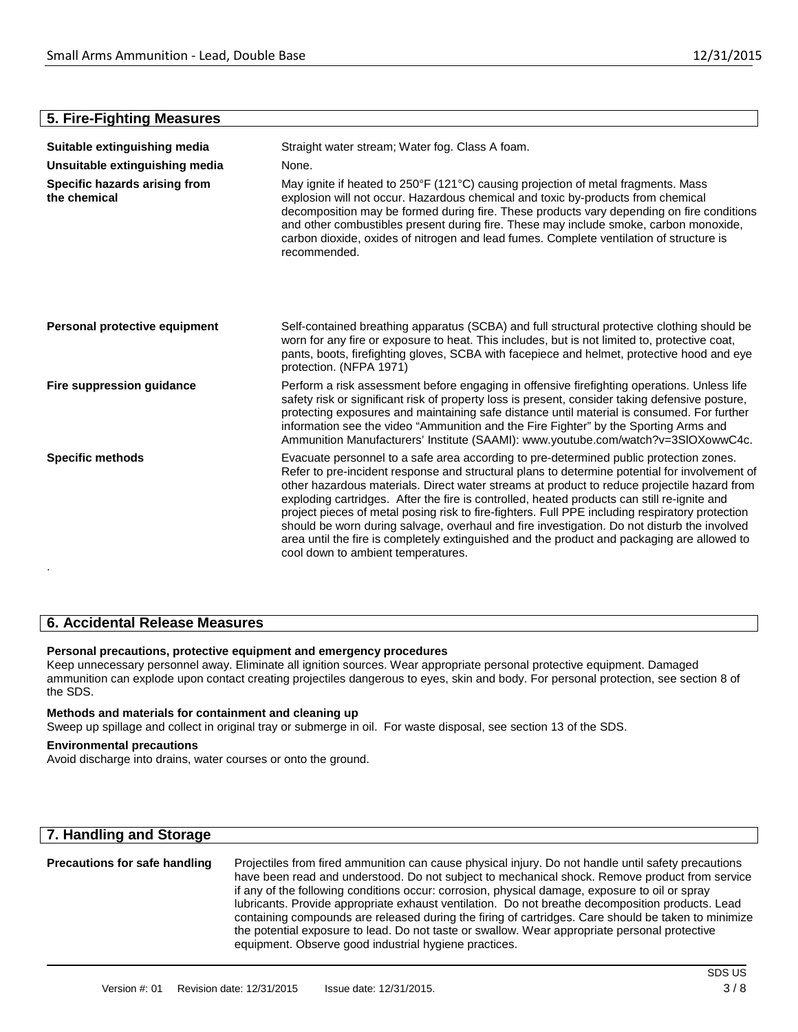## 5. Fire-Fighting Measures

**Suitable extinguishing media**
Straight water stream; Water fog. Class A foam.

**Unsuitable extinguishing media**
None.

**Specific hazards arising from the chemical**
May ignite if heated to 250°F (121°C) causing projection of metal fragments. Mass explosion will not occur. Hazardous chemical and toxic by-products from chemical decomposition may be formed during fire. These products vary depending on fire conditions and other combustibles present during fire. These may include smoke, carbon monoxide, carbon dioxide, oxides of nitrogen and lead fumes. Complete ventilation of structure is recommended.

**Personal protective equipment**
Self-contained breathing apparatus (SCBA) and full structural protective clothing should be worn for any fire or exposure to heat. This includes, but is not limited to, protective coat, pants, boots, firefighting gloves, SCBA with facepiece and helmet, protective hood and eye protection. (NFPA 1971)

**Fire suppression guidance**
Perform a risk assessment before engaging in offensive firefighting operations. Unless life safety risk or significant risk of property loss is present, consider taking defensive posture, protecting exposures and maintaining safe distance until material is consumed. For further information see the video "Ammunition and the Fire Fighter" by the Sporting Arms and Ammunition Manufacturers' Institute (SAAMI): www.youtube.com/watch?v=3SlOXowwC4c.

**Specific methods**
Evacuate personnel to a safe area according to pre-determined public protection zones. Refer to pre-incident response and structural plans to determine potential for involvement of other hazardous materials. Direct water streams at product to reduce projectile hazard from exploding cartridges. After the fire is controlled, heated products can still re-ignite and project pieces of metal posing risk to fire-fighters. Full PPE including respiratory protection should be worn during salvage, overhaul and fire investigation. Do not disturb the involved area until the fire is completely extinguished and the product and packaging are allowed to cool down to ambient temperatures.

## 6. Accidental Release Measures

**Personal precautions, protective equipment and emergency procedures**
Keep unnecessary personnel away. Eliminate all ignition sources. Wear appropriate personal protective equipment. Damaged ammunition can explode upon contact creating projectiles dangerous to eyes, skin and body. For personal protection, see section 8 of the SDS.

**Methods and materials for containment and cleaning up**
Sweep up spillage and collect in original tray or submerge in oil. For waste disposal, see section 13 of the SDS.

**Environmental precautions**
Avoid discharge into drains, water courses or onto the ground.

## 7. Handling and Storage

**Precautions for safe handling**
Projectiles from fired ammunition can cause physical injury. Do not handle until safety precautions have been read and understood. Do not subject to mechanical shock. Remove product from service if any of the following conditions occur: corrosion, physical damage, exposure to oil or spray lubricants. Provide appropriate exhaust ventilation. Do not breathe decomposition products. Lead containing compounds are released during the firing of cartridges. Care should be taken to minimize the potential exposure to lead. Do not taste or swallow. Wear appropriate personal protective equipment. Observe good industrial hygiene practices.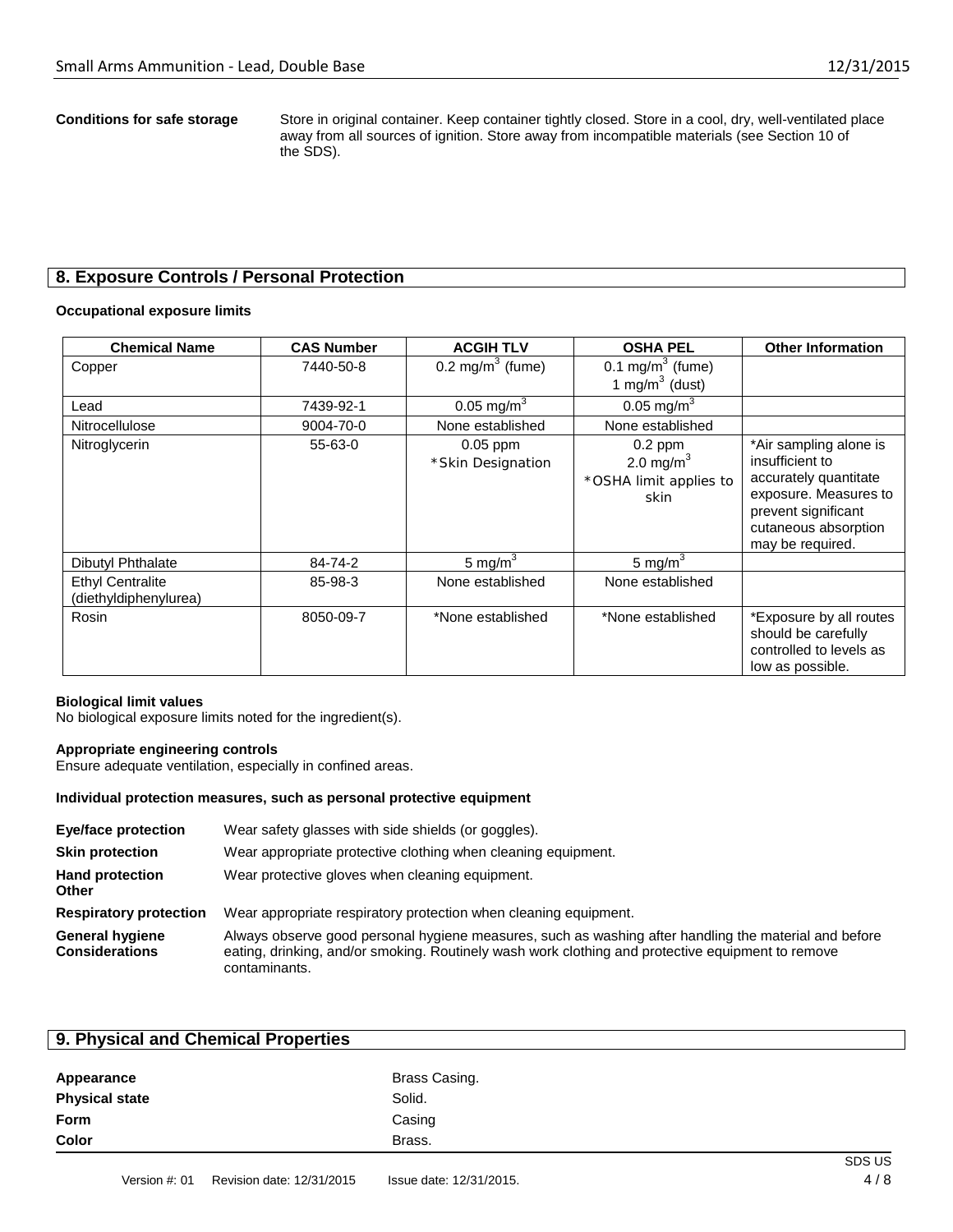**Conditions for safe storage** Store in original container. Keep container tightly closed. Store in a cool, dry, well-ventilated place away from all sources of ignition. Store away from incompatible materials (see Section 10 of the SDS).

## 8. Exposure Controls / Personal Protection

**Occupational exposure limits**

| Chemical Name | CAS Number | ACGIH TLV | OSHA PEL | Other Information |
|---|---|---|---|---|
| Copper | 7440-50-8 | 0.2 mg/m$^3$ (fume) | 0.1 mg/m$^3$ (fume)<br>1 mg/m$^3$ (dust) | |
| Lead | 7439-92-1 | 0.05 mg/m$^3$ | 0.05 mg/m$^3$ | |
| Nitrocellulose | 9004-70-0 | None established | None established | |
| Nitroglycerin | 55-63-0 | 0.05 ppm<br>*Skin Designation | 0.2 ppm<br>2.0 mg/m$^3$<br>*OSHA limit applies to skin | *Air sampling alone is insufficient to accurately quantitate exposure. Measures to prevent significant cutaneous absorption may be required. |
| Dibutyl Phthalate | 84-74-2 | 5 mg/m$^3$ | 5 mg/m$^3$ | |
| Ethyl Centralite (diethyldiphenylurea) | 85-98-3 | None established | None established | |
| Rosin | 8050-09-7 | *None established | *None established | *Exposure by all routes should be carefully controlled to levels as low as possible. |

**Biological limit values**
No biological exposure limits noted for the ingredient(s).

**Appropriate engineering controls**
Ensure adequate ventilation, especially in confined areas.

**Individual protection measures, such as personal protective equipment**

**Eye/face protection** Wear safety glasses with side shields (or goggles).

**Skin protection** Wear appropriate protective clothing when cleaning equipment.

**Hand protection** Wear protective gloves when cleaning equipment.

**Other**

**Respiratory protection** Wear appropriate respiratory protection when cleaning equipment.

**General hygiene Considerations** Always observe good personal hygiene measures, such as washing after handling the material and before eating, drinking, and/or smoking. Routinely wash work clothing and protective equipment to remove contaminants.

## 9. Physical and Chemical Properties

**Appearance** Brass Casing.

**Physical state** Solid.

**Form** Casing

**Color** Brass.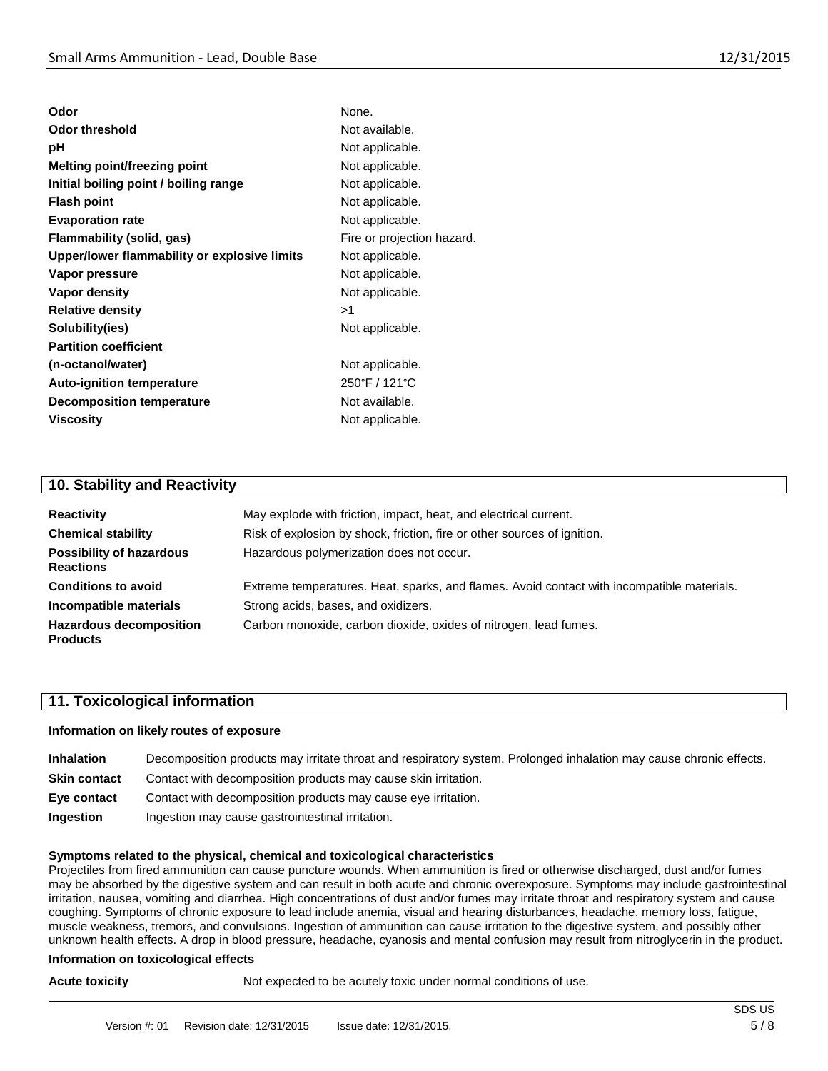| | |
|---|---|
| **Odor** | None. |
| **Odor threshold** | Not available. |
| **pH** | Not applicable. |
| **Melting point/freezing point** | Not applicable. |
| **Initial boiling point / boiling range** | Not applicable. |
| **Flash point** | Not applicable. |
| **Evaporation rate** | Not applicable. |
| **Flammability (solid, gas)** | Fire or projection hazard. |
| **Upper/lower flammability or explosive limits** | Not applicable. |
| **Vapor pressure** | Not applicable. |
| **Vapor density** | Not applicable. |
| **Relative density** | >1 |
| **Solubility(ies)** | Not applicable. |
| **Partition coefficient (n-octanol/water)** | Not applicable. |
| **Auto-ignition temperature** | 250°F / 121°C |
| **Decomposition temperature** | Not available. |
| **Viscosity** | Not applicable. |

## 10. Stability and Reactivity

| | |
|---|---|
| **Reactivity** | May explode with friction, impact, heat, and electrical current. |
| **Chemical stability** | Risk of explosion by shock, friction, fire or other sources of ignition. |
| **Possibility of hazardous Reactions** | Hazardous polymerization does not occur. |
| **Conditions to avoid** | Extreme temperatures. Heat, sparks, and flames. Avoid contact with incompatible materials. |
| **Incompatible materials** | Strong acids, bases, and oxidizers. |
| **Hazardous decomposition Products** | Carbon monoxide, carbon dioxide, oxides of nitrogen, lead fumes. |

## 11. Toxicological information

**Information on likely routes of exposure**

| | |
|---|---|
| **Inhalation** | Decomposition products may irritate throat and respiratory system. Prolonged inhalation may cause chronic effects. |
| **Skin contact** | Contact with decomposition products may cause skin irritation. |
| **Eye contact** | Contact with decomposition products may cause eye irritation. |
| **Ingestion** | Ingestion may cause gastrointestinal irritation. |

**Symptoms related to the physical, chemical and toxicological characteristics**

Projectiles from fired ammunition can cause puncture wounds. When ammunition is fired or otherwise discharged, dust and/or fumes may be absorbed by the digestive system and can result in both acute and chronic overexposure. Symptoms may include gastrointestinal irritation, nausea, vomiting and diarrhea. High concentrations of dust and/or fumes may irritate throat and respiratory system and cause coughing. Symptoms of chronic exposure to lead include anemia, visual and hearing disturbances, headache, memory loss, fatigue, muscle weakness, tremors, and convulsions. Ingestion of ammunition can cause irritation to the digestive system, and possibly other unknown health effects. A drop in blood pressure, headache, cyanosis and mental confusion may result from nitroglycerin in the product.

**Information on toxicological effects**

| | |
|---|---|
| **Acute toxicity** | Not expected to be acutely toxic under normal conditions of use. |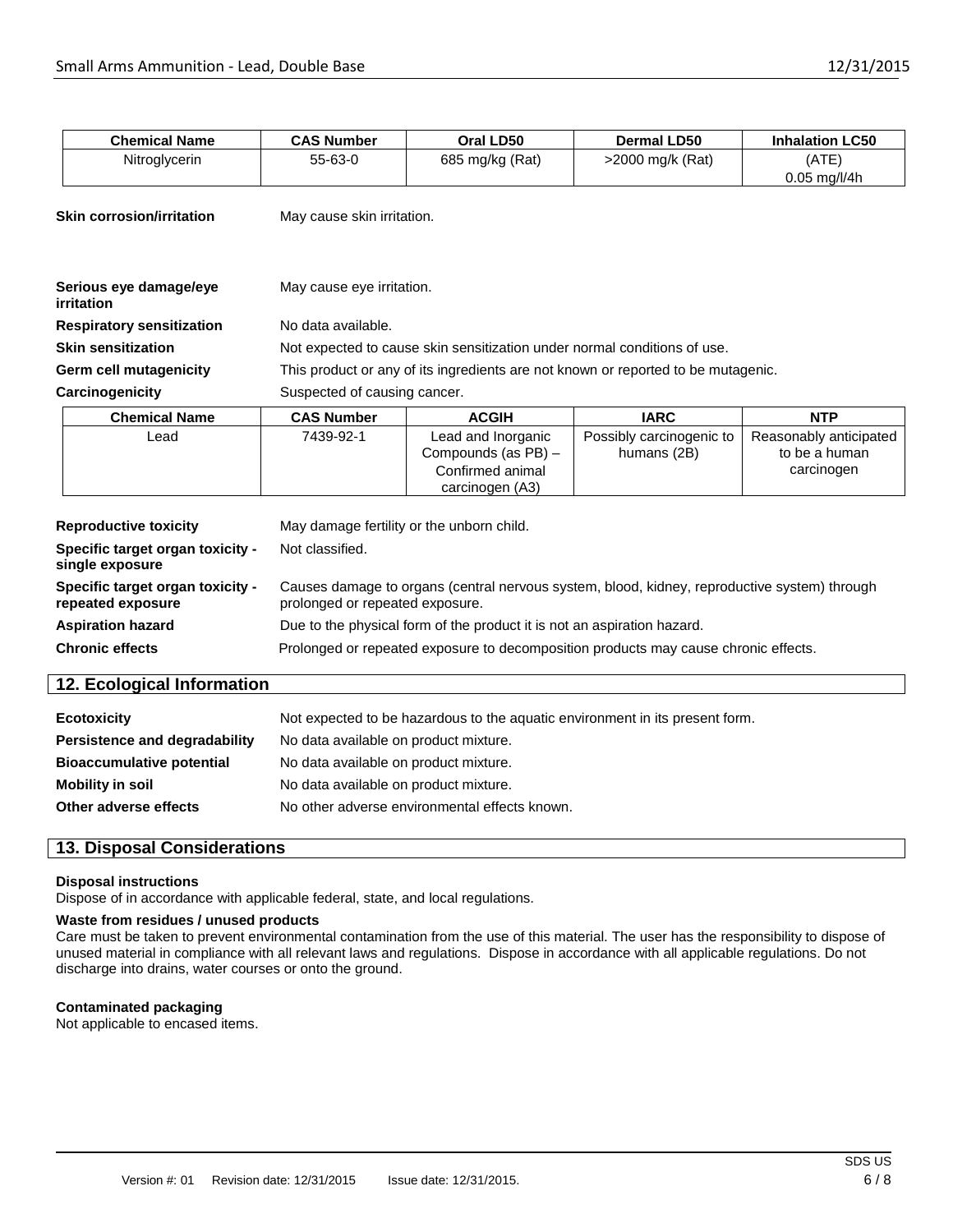| Chemical Name | CAS Number | Oral LD50 | Dermal LD50 | Inhalation LC50 |
|---|---|---|---|---|
| Nitroglycerin | 55-63-0 | 685 mg/kg (Rat) | >2000 mg/k (Rat) | (ATE) 0.05 mg/l/4h |

**Skin corrosion/irritation** May cause skin irritation.

**Serious eye damage/eye irritation** May cause eye irritation.

**Respiratory sensitization** No data available.

**Skin sensitization** Not expected to cause skin sensitization under normal conditions of use.

**Germ cell mutagenicity** This product or any of its ingredients are not known or reported to be mutagenic.

**Carcinogenicity** Suspected of causing cancer.

| Chemical Name | CAS Number | ACGIH | IARC | NTP |
|---|---|---|---|---|
| Lead | 7439-92-1 | Lead and Inorganic Compounds (as PB) – Confirmed animal carcinogen (A3) | Possibly carcinogenic to humans (2B) | Reasonably anticipated to be a human carcinogen |

**Reproductive toxicity** May damage fertility or the unborn child.

**Specific target organ toxicity - single exposure** Not classified.

**Specific target organ toxicity - repeated exposure** Causes damage to organs (central nervous system, blood, kidney, reproductive system) through prolonged or repeated exposure.

**Aspiration hazard** Due to the physical form of the product it is not an aspiration hazard.

**Chronic effects** Prolonged or repeated exposure to decomposition products may cause chronic effects.

## 12. Ecological Information

**Ecotoxicity** Not expected to be hazardous to the aquatic environment in its present form.

**Persistence and degradability** No data available on product mixture.

**Bioaccumulative potential** No data available on product mixture.

**Mobility in soil** No data available on product mixture.

**Other adverse effects** No other adverse environmental effects known.

## 13. Disposal Considerations

**Disposal instructions**
Dispose of in accordance with applicable federal, state, and local regulations.

**Waste from residues / unused products**
Care must be taken to prevent environmental contamination from the use of this material. The user has the responsibility to dispose of unused material in compliance with all relevant laws and regulations. Dispose in accordance with all applicable regulations. Do not discharge into drains, water courses or onto the ground.

**Contaminated packaging**
Not applicable to encased items.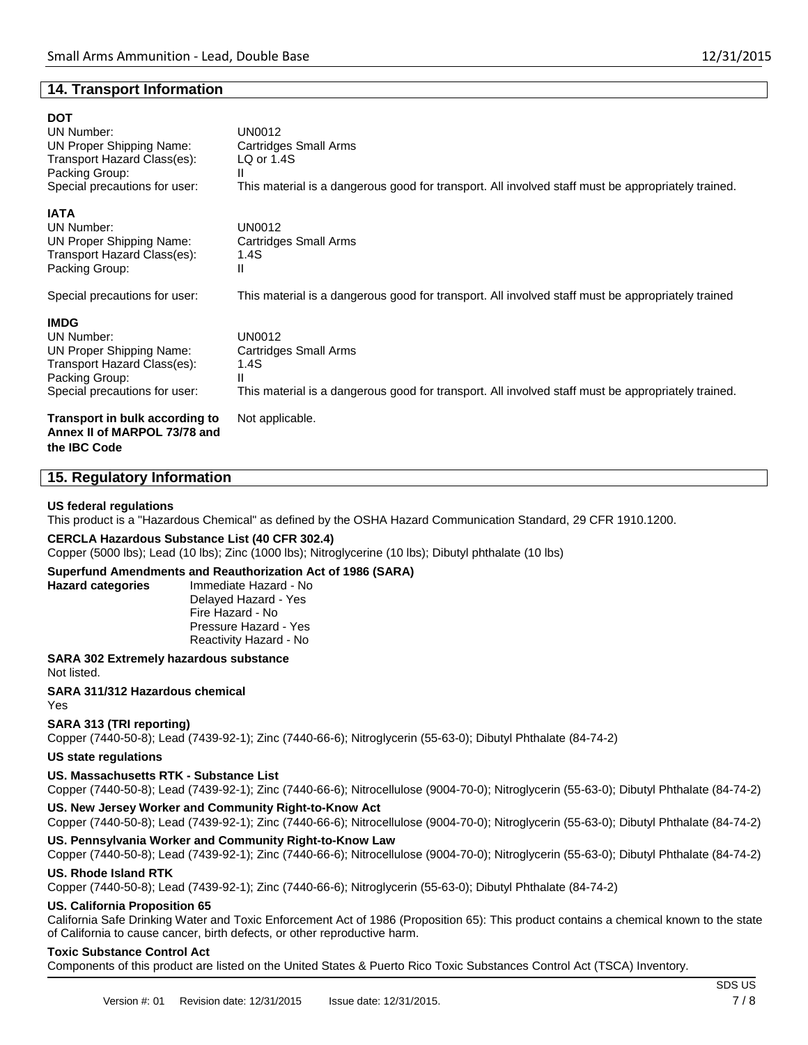## 14. Transport Information

**DOT**

| | |
|---|---|
| UN Number: | UN0012 |
| UN Proper Shipping Name: | Cartridges Small Arms |
| Transport Hazard Class(es): | LQ or 1.4S |
| Packing Group: | II |
| Special precautions for user: | This material is a dangerous good for transport. All involved staff must be appropriately trained. |

**IATA**

| | |
|---|---|
| UN Number: | UN0012 |
| UN Proper Shipping Name: | Cartridges Small Arms |
| Transport Hazard Class(es): | 1.4S |
| Packing Group: | II |
| Special precautions for user: | This material is a dangerous good for transport. All involved staff must be appropriately trained |

**IMDG**

| | |
|---|---|
| UN Number: | UN0012 |
| UN Proper Shipping Name: | Cartridges Small Arms |
| Transport Hazard Class(es): | 1.4S |
| Packing Group: | II |
| Special precautions for user: | This material is a dangerous good for transport. All involved staff must be appropriately trained. |

**Transport in bulk according to Annex II of MARPOL 73/78 and the IBC Code** Not applicable.

## 15. Regulatory Information

**US federal regulations**

This product is a "Hazardous Chemical" as defined by the OSHA Hazard Communication Standard, 29 CFR 1910.1200.

**CERCLA Hazardous Substance List (40 CFR 302.4)**

Copper (5000 lbs); Lead (10 lbs); Zinc (1000 lbs); Nitroglycerine (10 lbs); Dibutyl phthalate (10 lbs)

**Superfund Amendments and Reauthorization Act of 1986 (SARA)**

**Hazard categories**
- Immediate Hazard - No
- Delayed Hazard - Yes
- Fire Hazard - No
- Pressure Hazard - Yes
- Reactivity Hazard - No

**SARA 302 Extremely hazardous substance**

Not listed.

**SARA 311/312 Hazardous chemical**

Yes

**SARA 313 (TRI reporting)**

Copper (7440-50-8); Lead (7439-92-1); Zinc (7440-66-6); Nitroglycerin (55-63-0); Dibutyl Phthalate (84-74-2)

**US state regulations**

**US. Massachusetts RTK - Substance List**

Copper (7440-50-8); Lead (7439-92-1); Zinc (7440-66-6); Nitrocellulose (9004-70-0); Nitroglycerin (55-63-0); Dibutyl Phthalate (84-74-2)

**US. New Jersey Worker and Community Right-to-Know Act**

Copper (7440-50-8); Lead (7439-92-1); Zinc (7440-66-6); Nitrocellulose (9004-70-0); Nitroglycerin (55-63-0); Dibutyl Phthalate (84-74-2)

**US. Pennsylvania Worker and Community Right-to-Know Law**

Copper (7440-50-8); Lead (7439-92-1); Zinc (7440-66-6); Nitrocellulose (9004-70-0); Nitroglycerin (55-63-0); Dibutyl Phthalate (84-74-2)

**US. Rhode Island RTK**

Copper (7440-50-8); Lead (7439-92-1); Zinc (7440-66-6); Nitroglycerin (55-63-0); Dibutyl Phthalate (84-74-2)

**US. California Proposition 65**

California Safe Drinking Water and Toxic Enforcement Act of 1986 (Proposition 65): This product contains a chemical known to the state of California to cause cancer, birth defects, or other reproductive harm.

**Toxic Substance Control Act**

Components of this product are listed on the United States & Puerto Rico Toxic Substances Control Act (TSCA) Inventory.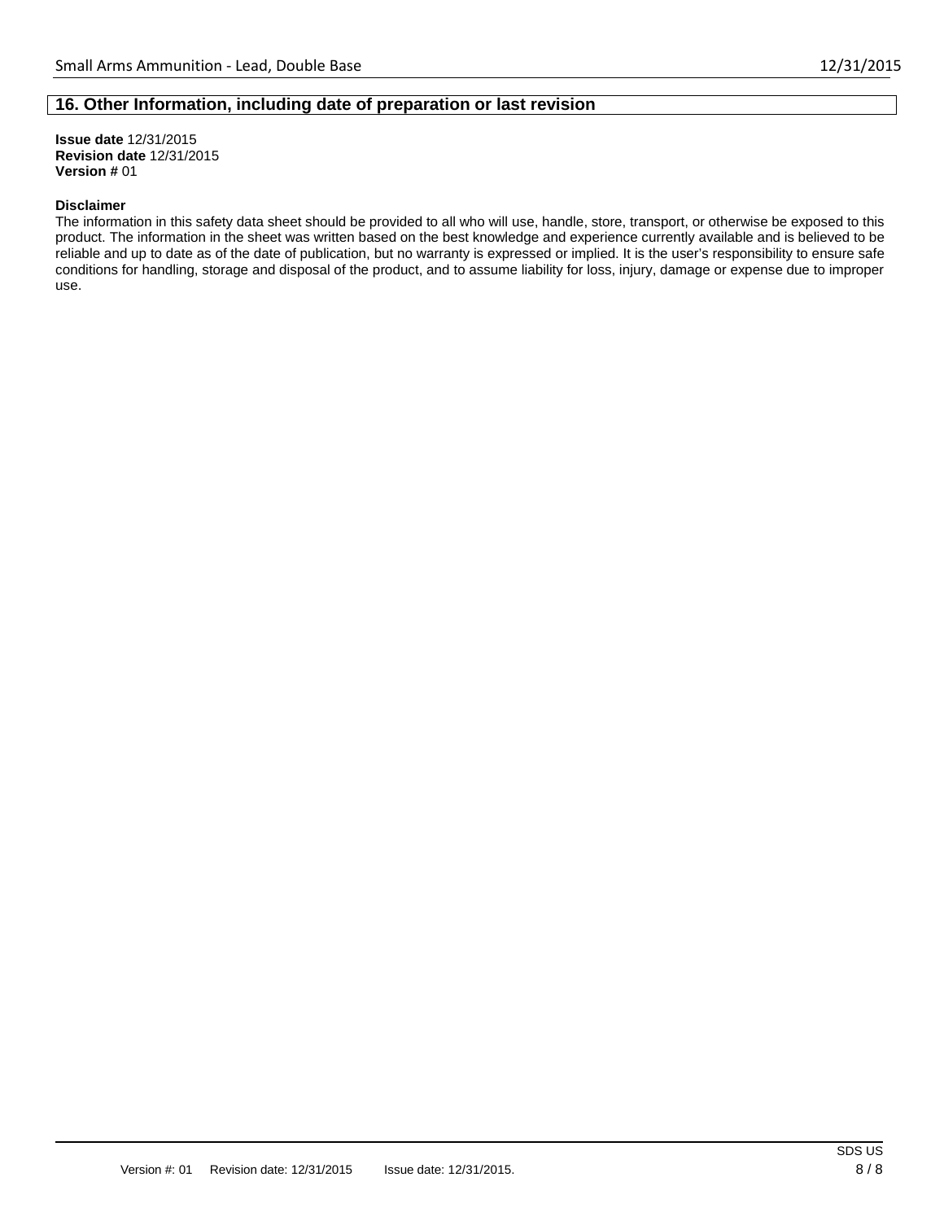## 16. Other Information, including date of preparation or last revision

**Issue date** 12/31/2015
**Revision date** 12/31/2015
**Version #** 01

**Disclaimer**

The information in this safety data sheet should be provided to all who will use, handle, store, transport, or otherwise be exposed to this product. The information in the sheet was written based on the best knowledge and experience currently available and is believed to be reliable and up to date as of the date of publication, but no warranty is expressed or implied. It is the user's responsibility to ensure safe conditions for handling, storage and disposal of the product, and to assume liability for loss, injury, damage or expense due to improper use.